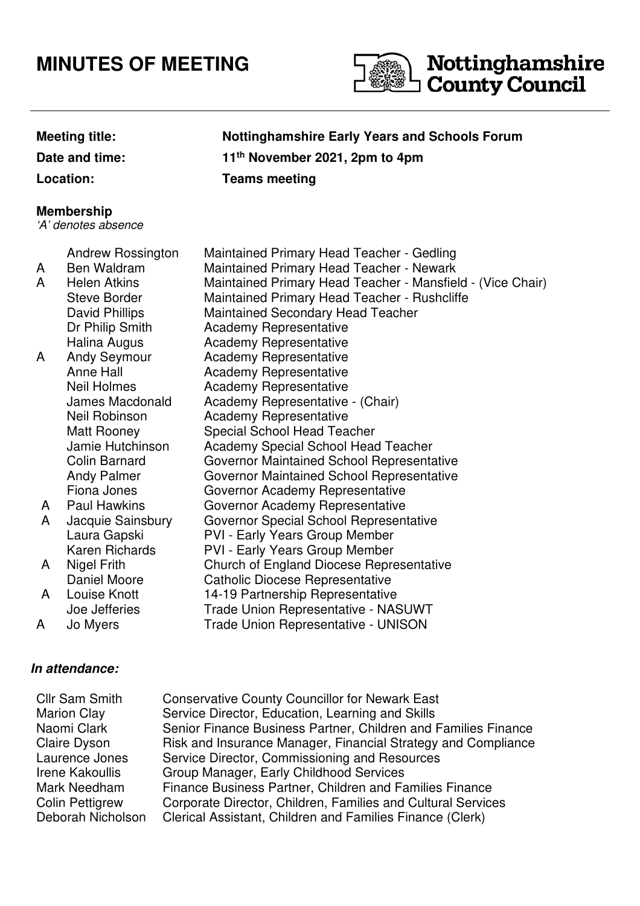# MINUTES OF MEETING

**Nottinghamshire County Council**

| | |
|---|---|
| **Meeting title:** | **Nottinghamshire Early Years and Schools Forum** |
| **Date and time:** | **11th November 2021, 2pm to 4pm** |
| **Location:** | **Teams meeting** |

**Membership**
*'A' denotes absence*

| | | |
|---|---|---|
| | Andrew Rossington | Maintained Primary Head Teacher - Gedling |
| A | Ben Waldram | Maintained Primary Head Teacher - Newark |
| A | Helen Atkins | Maintained Primary Head Teacher - Mansfield - (Vice Chair) |
| | Steve Border | Maintained Primary Head Teacher - Rushcliffe |
| | David Phillips | Maintained Secondary Head Teacher |
| | Dr Philip Smith | Academy Representative |
| | Halina Augus | Academy Representative |
| A | Andy Seymour | Academy Representative |
| | Anne Hall | Academy Representative |
| | Neil Holmes | Academy Representative |
| | James Macdonald | Academy Representative - (Chair) |
| | Neil Robinson | Academy Representative |
| | Matt Rooney | Special School Head Teacher |
| | Jamie Hutchinson | Academy Special School Head Teacher |
| | Colin Barnard | Governor Maintained School Representative |
| | Andy Palmer | Governor Maintained School Representative |
| | Fiona Jones | Governor Academy Representative |
| A | Paul Hawkins | Governor Academy Representative |
| A | Jacquie Sainsbury | Governor Special School Representative |
| | Laura Gapski | PVI - Early Years Group Member |
| | Karen Richards | PVI - Early Years Group Member |
| A | Nigel Frith | Church of England Diocese Representative |
| | Daniel Moore | Catholic Diocese Representative |
| A | Louise Knott | 14-19 Partnership Representative |
| | Joe Jefferies | Trade Union Representative - NASUWT |
| A | Jo Myers | Trade Union Representative - UNISON |

***In attendance:***

| | |
|---|---|
| Cllr Sam Smith | Conservative County Councillor for Newark East |
| Marion Clay | Service Director, Education, Learning and Skills |
| Naomi Clark | Senior Finance Business Partner, Children and Families Finance |
| Claire Dyson | Risk and Insurance Manager, Financial Strategy and Compliance |
| Laurence Jones | Service Director, Commissioning and Resources |
| Irene Kakoullis | Group Manager, Early Childhood Services |
| Mark Needham | Finance Business Partner, Children and Families Finance |
| Colin Pettigrew | Corporate Director, Children, Families and Cultural Services |
| Deborah Nicholson | Clerical Assistant, Children and Families Finance (Clerk) |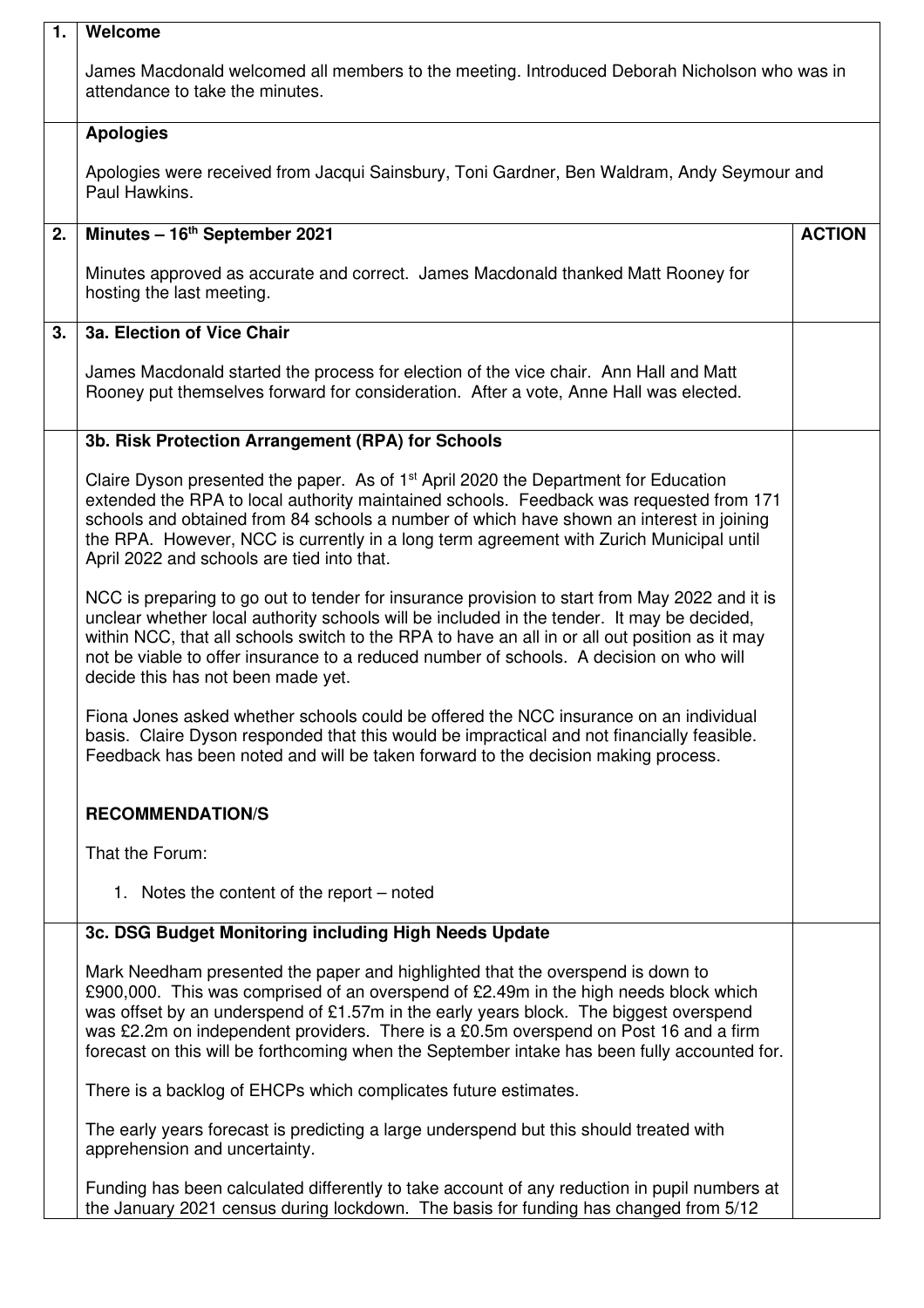| | | |
|---|---|---|
| **1.** | **Welcome**<br><br>James Macdonald welcomed all members to the meeting. Introduced Deborah Nicholson who was in attendance to take the minutes. | |
| | **Apologies**<br><br>Apologies were received from Jacqui Sainsbury, Toni Gardner, Ben Waldram, Andy Seymour and Paul Hawkins. | |
| **2.** | **Minutes – 16th September 2021**<br><br>Minutes approved as accurate and correct. James Macdonald thanked Matt Rooney for hosting the last meeting. | **ACTION** |
| **3.** | **3a. Election of Vice Chair**<br><br>James Macdonald started the process for election of the vice chair. Ann Hall and Matt Rooney put themselves forward for consideration. After a vote, Anne Hall was elected. | |
| | **3b. Risk Protection Arrangement (RPA) for Schools**<br><br>Claire Dyson presented the paper. As of 1st April 2020 the Department for Education extended the RPA to local authority maintained schools. Feedback was requested from 171 schools and obtained from 84 schools a number of which have shown an interest in joining the RPA. However, NCC is currently in a long term agreement with Zurich Municipal until April 2022 and schools are tied into that.<br><br>NCC is preparing to go out to tender for insurance provision to start from May 2022 and it is unclear whether local authority schools will be included in the tender. It may be decided, within NCC, that all schools switch to the RPA to have an all in or all out position as it may not be viable to offer insurance to a reduced number of schools. A decision on who will decide this has not been made yet.<br><br>Fiona Jones asked whether schools could be offered the NCC insurance on an individual basis. Claire Dyson responded that this would be impractical and not financially feasible. Feedback has been noted and will be taken forward to the decision making process.<br><br>**RECOMMENDATION/S**<br><br>That the Forum:<br><br>1. Notes the content of the report – noted | |
| | **3c. DSG Budget Monitoring including High Needs Update**<br><br>Mark Needham presented the paper and highlighted that the overspend is down to £900,000. This was comprised of an overspend of £2.49m in the high needs block which was offset by an underspend of £1.57m in the early years block. The biggest overspend was £2.2m on independent providers. There is a £0.5m overspend on Post 16 and a firm forecast on this will be forthcoming when the September intake has been fully accounted for.<br><br>There is a backlog of EHCPs which complicates future estimates.<br><br>The early years forecast is predicting a large underspend but this should treated with apprehension and uncertainty.<br><br>Funding has been calculated differently to take account of any reduction in pupil numbers at the January 2021 census during lockdown. The basis for funding has changed from 5/12 | |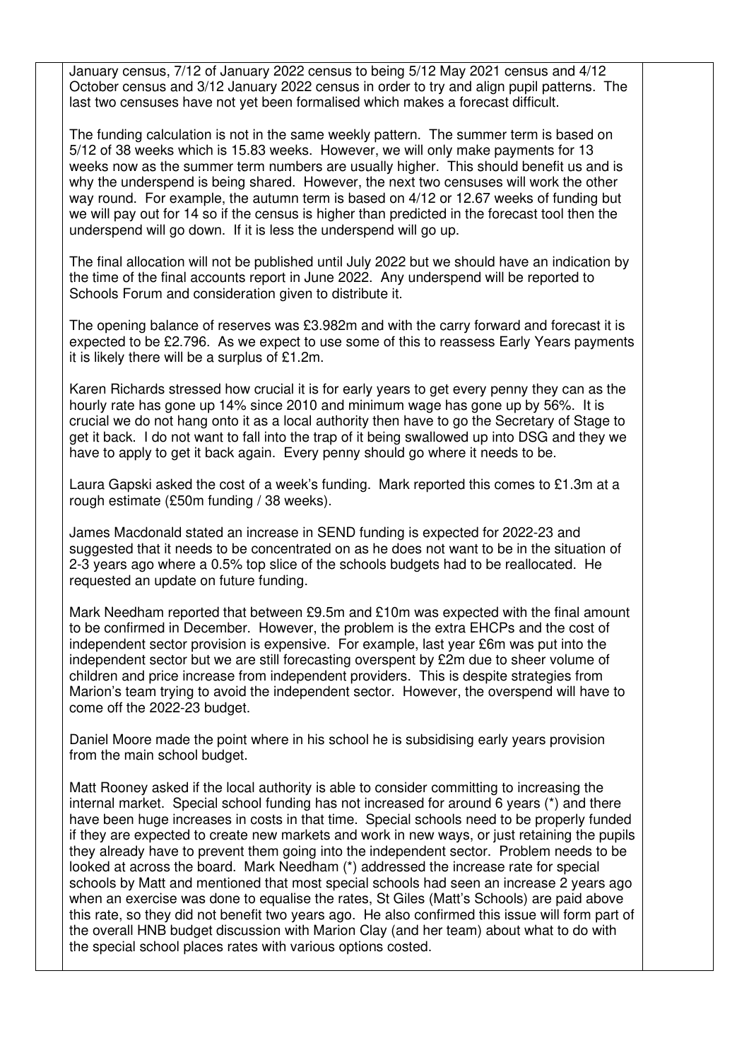January census, 7/12 of January 2022 census to being 5/12 May 2021 census and 4/12 October census and 3/12 January 2022 census in order to try and align pupil patterns. The last two censuses have not yet been formalised which makes a forecast difficult.

The funding calculation is not in the same weekly pattern. The summer term is based on 5/12 of 38 weeks which is 15.83 weeks. However, we will only make payments for 13 weeks now as the summer term numbers are usually higher. This should benefit us and is why the underspend is being shared. However, the next two censuses will work the other way round. For example, the autumn term is based on 4/12 or 12.67 weeks of funding but we will pay out for 14 so if the census is higher than predicted in the forecast tool then the underspend will go down. If it is less the underspend will go up.

The final allocation will not be published until July 2022 but we should have an indication by the time of the final accounts report in June 2022. Any underspend will be reported to Schools Forum and consideration given to distribute it.

The opening balance of reserves was £3.982m and with the carry forward and forecast it is expected to be £2.796. As we expect to use some of this to reassess Early Years payments it is likely there will be a surplus of £1.2m.

Karen Richards stressed how crucial it is for early years to get every penny they can as the hourly rate has gone up 14% since 2010 and minimum wage has gone up by 56%. It is crucial we do not hang onto it as a local authority then have to go the Secretary of Stage to get it back. I do not want to fall into the trap of it being swallowed up into DSG and they we have to apply to get it back again. Every penny should go where it needs to be.

Laura Gapski asked the cost of a week's funding. Mark reported this comes to £1.3m at a rough estimate (£50m funding / 38 weeks).

James Macdonald stated an increase in SEND funding is expected for 2022-23 and suggested that it needs to be concentrated on as he does not want to be in the situation of 2-3 years ago where a 0.5% top slice of the schools budgets had to be reallocated. He requested an update on future funding.

Mark Needham reported that between £9.5m and £10m was expected with the final amount to be confirmed in December. However, the problem is the extra EHCPs and the cost of independent sector provision is expensive. For example, last year £6m was put into the independent sector but we are still forecasting overspent by £2m due to sheer volume of children and price increase from independent providers. This is despite strategies from Marion's team trying to avoid the independent sector. However, the overspend will have to come off the 2022-23 budget.

Daniel Moore made the point where in his school he is subsidising early years provision from the main school budget.

Matt Rooney asked if the local authority is able to consider committing to increasing the internal market. Special school funding has not increased for around 6 years (*) and there have been huge increases in costs in that time. Special schools need to be properly funded if they are expected to create new markets and work in new ways, or just retaining the pupils they already have to prevent them going into the independent sector. Problem needs to be looked at across the board. Mark Needham (*) addressed the increase rate for special schools by Matt and mentioned that most special schools had seen an increase 2 years ago when an exercise was done to equalise the rates, St Giles (Matt's Schools) are paid above this rate, so they did not benefit two years ago. He also confirmed this issue will form part of the overall HNB budget discussion with Marion Clay (and her team) about what to do with the special school places rates with various options costed.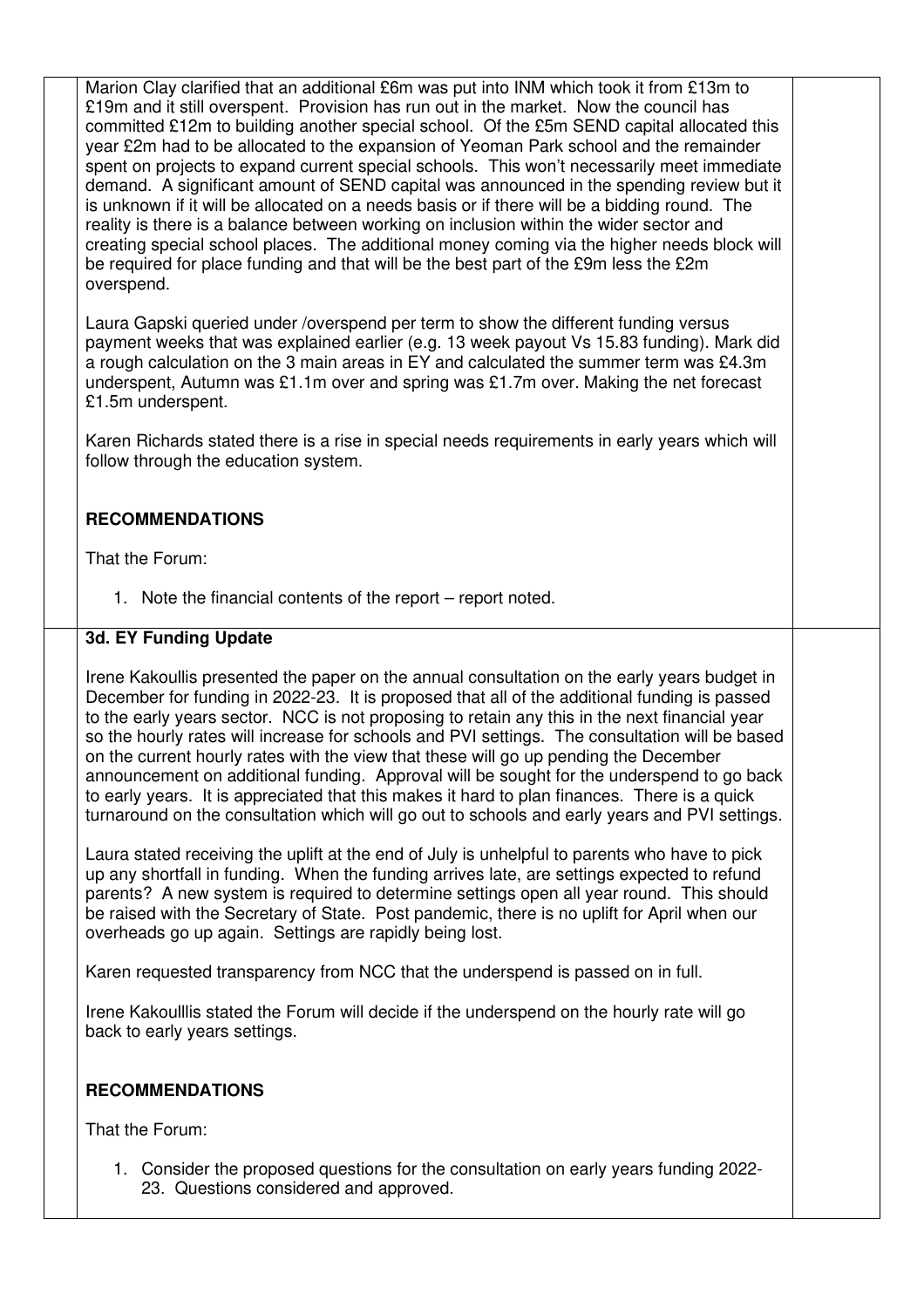Marion Clay clarified that an additional £6m was put into INM which took it from £13m to £19m and it still overspent. Provision has run out in the market. Now the council has committed £12m to building another special school. Of the £5m SEND capital allocated this year £2m had to be allocated to the expansion of Yeoman Park school and the remainder spent on projects to expand current special schools. This won't necessarily meet immediate demand. A significant amount of SEND capital was announced in the spending review but it is unknown if it will be allocated on a needs basis or if there will be a bidding round. The reality is there is a balance between working on inclusion within the wider sector and creating special school places. The additional money coming via the higher needs block will be required for place funding and that will be the best part of the £9m less the £2m overspend.

Laura Gapski queried under /overspend per term to show the different funding versus payment weeks that was explained earlier (e.g. 13 week payout Vs 15.83 funding). Mark did a rough calculation on the 3 main areas in EY and calculated the summer term was £4.3m underspent, Autumn was £1.1m over and spring was £1.7m over. Making the net forecast £1.5m underspent.

Karen Richards stated there is a rise in special needs requirements in early years which will follow through the education system.

**RECOMMENDATIONS**

That the Forum:

1. Note the financial contents of the report – report noted.

**3d. EY Funding Update**

Irene Kakoullis presented the paper on the annual consultation on the early years budget in December for funding in 2022-23. It is proposed that all of the additional funding is passed to the early years sector. NCC is not proposing to retain any this in the next financial year so the hourly rates will increase for schools and PVI settings. The consultation will be based on the current hourly rates with the view that these will go up pending the December announcement on additional funding. Approval will be sought for the underspend to go back to early years. It is appreciated that this makes it hard to plan finances. There is a quick turnaround on the consultation which will go out to schools and early years and PVI settings.

Laura stated receiving the uplift at the end of July is unhelpful to parents who have to pick up any shortfall in funding. When the funding arrives late, are settings expected to refund parents? A new system is required to determine settings open all year round. This should be raised with the Secretary of State. Post pandemic, there is no uplift for April when our overheads go up again. Settings are rapidly being lost.

Karen requested transparency from NCC that the underspend is passed on in full.

Irene Kakoulllis stated the Forum will decide if the underspend on the hourly rate will go back to early years settings.

**RECOMMENDATIONS**

That the Forum:

1. Consider the proposed questions for the consultation on early years funding 2022-23. Questions considered and approved.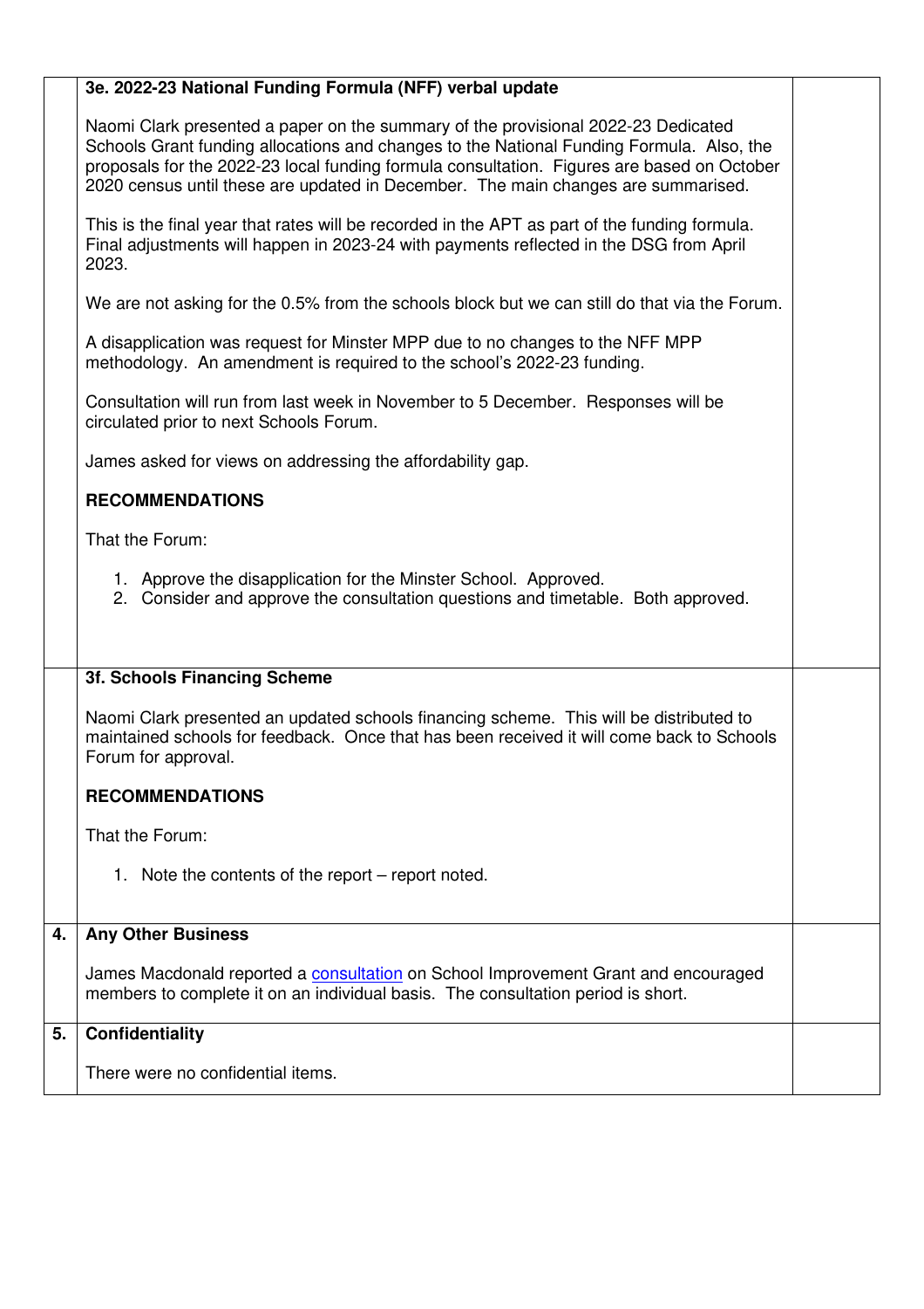### 3e. 2022-23 National Funding Formula (NFF) verbal update

Naomi Clark presented a paper on the summary of the provisional 2022-23 Dedicated Schools Grant funding allocations and changes to the National Funding Formula. Also, the proposals for the 2022-23 local funding formula consultation. Figures are based on October 2020 census until these are updated in December. The main changes are summarised.

This is the final year that rates will be recorded in the APT as part of the funding formula. Final adjustments will happen in 2023-24 with payments reflected in the DSG from April 2023.

We are not asking for the 0.5% from the schools block but we can still do that via the Forum.

A disapplication was request for Minster MPP due to no changes to the NFF MPP methodology. An amendment is required to the school's 2022-23 funding.

Consultation will run from last week in November to 5 December. Responses will be circulated prior to next Schools Forum.

James asked for views on addressing the affordability gap.

**RECOMMENDATIONS**

That the Forum:

1. Approve the disapplication for the Minster School. Approved.
2. Consider and approve the consultation questions and timetable. Both approved.

### 3f. Schools Financing Scheme

Naomi Clark presented an updated schools financing scheme. This will be distributed to maintained schools for feedback. Once that has been received it will come back to Schools Forum for approval.

**RECOMMENDATIONS**

That the Forum:

1. Note the contents of the report – report noted.

## 4. Any Other Business

James Macdonald reported a consultation on School Improvement Grant and encouraged members to complete it on an individual basis. The consultation period is short.

## 5. Confidentiality

There were no confidential items.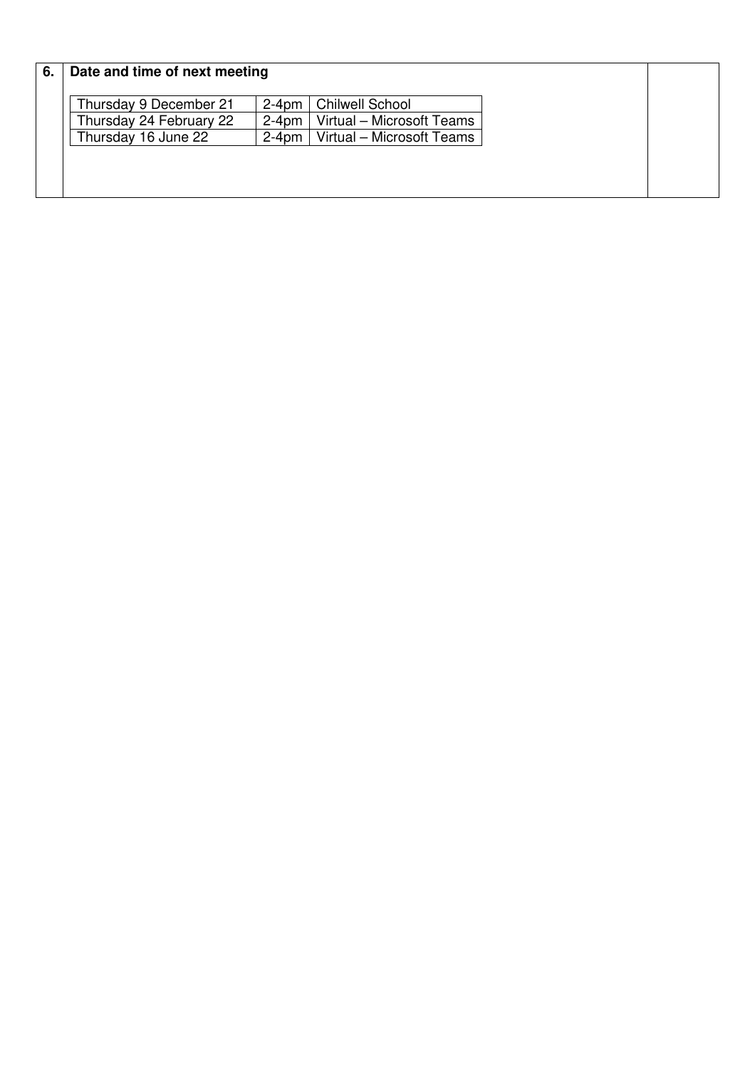**6. Date and time of next meeting**

| | | |
|---|---|---|
| Thursday 9 December 21 | 2-4pm | Chilwell School |
| Thursday 24 February 22 | 2-4pm | Virtual – Microsoft Teams |
| Thursday 16 June 22 | 2-4pm | Virtual – Microsoft Teams |